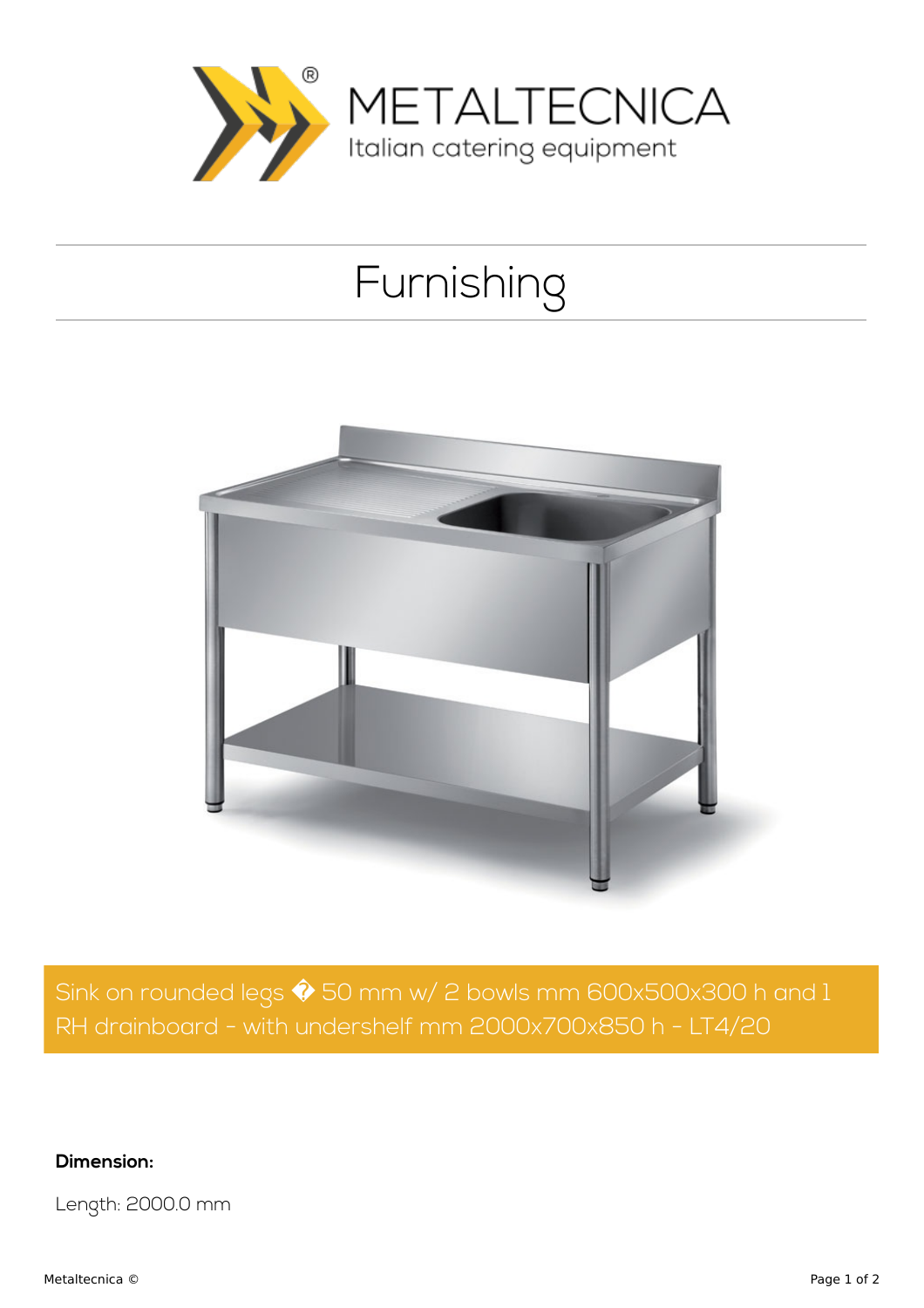METALTECNICA

Italian catering equipment

# Furnishing

Sink on rounded legs � 50 mm w/ 2 bowls mm 600x500x300 h and 1 RH drainboard - with undershelf mm 2000x700x850 h - LT4/20

**Dimension:**

Length: 2000.0 mm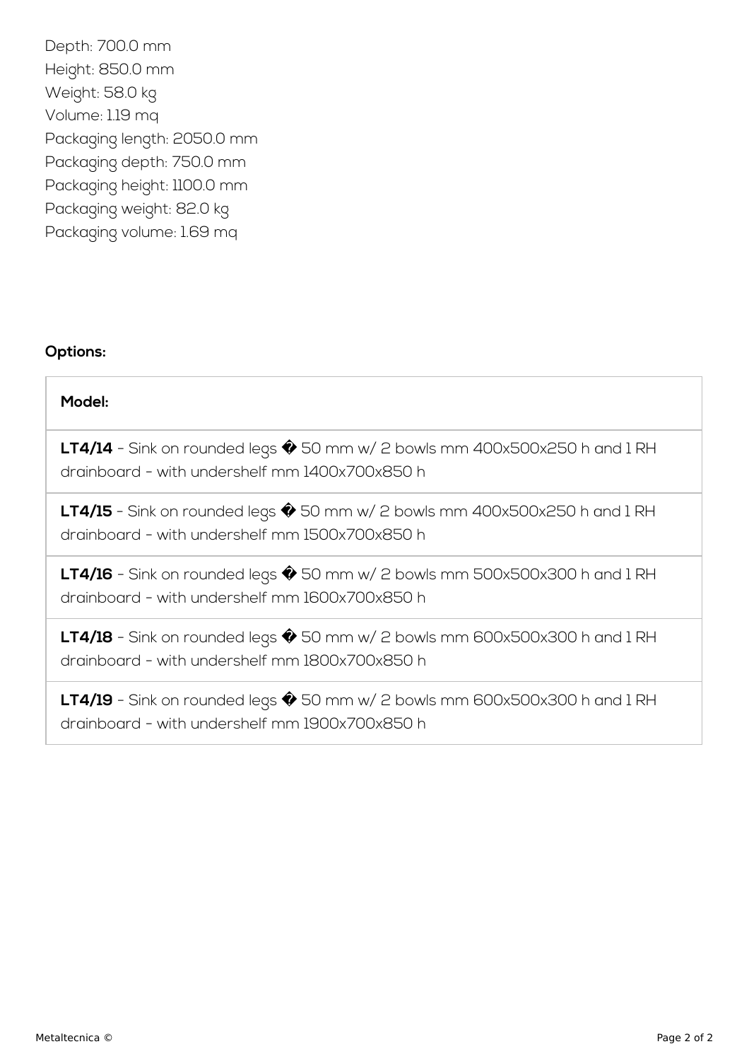Depth: 700.0 mm
Height: 850.0 mm
Weight: 58.0 kg
Volume: 1.19 mq
Packaging length: 2050.0 mm
Packaging depth: 750.0 mm
Packaging height: 1100.0 mm
Packaging weight: 82.0 kg
Packaging volume: 1.69 mq

**Options:**

| **Model:** |
|---|
| **LT4/14** - Sink on rounded legs � 50 mm w/ 2 bowls mm 400x500x250 h and 1 RH drainboard - with undershelf mm 1400x700x850 h |
| **LT4/15** - Sink on rounded legs � 50 mm w/ 2 bowls mm 400x500x250 h and 1 RH drainboard - with undershelf mm 1500x700x850 h |
| **LT4/16** - Sink on rounded legs � 50 mm w/ 2 bowls mm 500x500x300 h and 1 RH drainboard - with undershelf mm 1600x700x850 h |
| **LT4/18** - Sink on rounded legs � 50 mm w/ 2 bowls mm 600x500x300 h and 1 RH drainboard - with undershelf mm 1800x700x850 h |
| **LT4/19** - Sink on rounded legs � 50 mm w/ 2 bowls mm 600x500x300 h and 1 RH drainboard - with undershelf mm 1900x700x850 h |

Metaltecnica ©